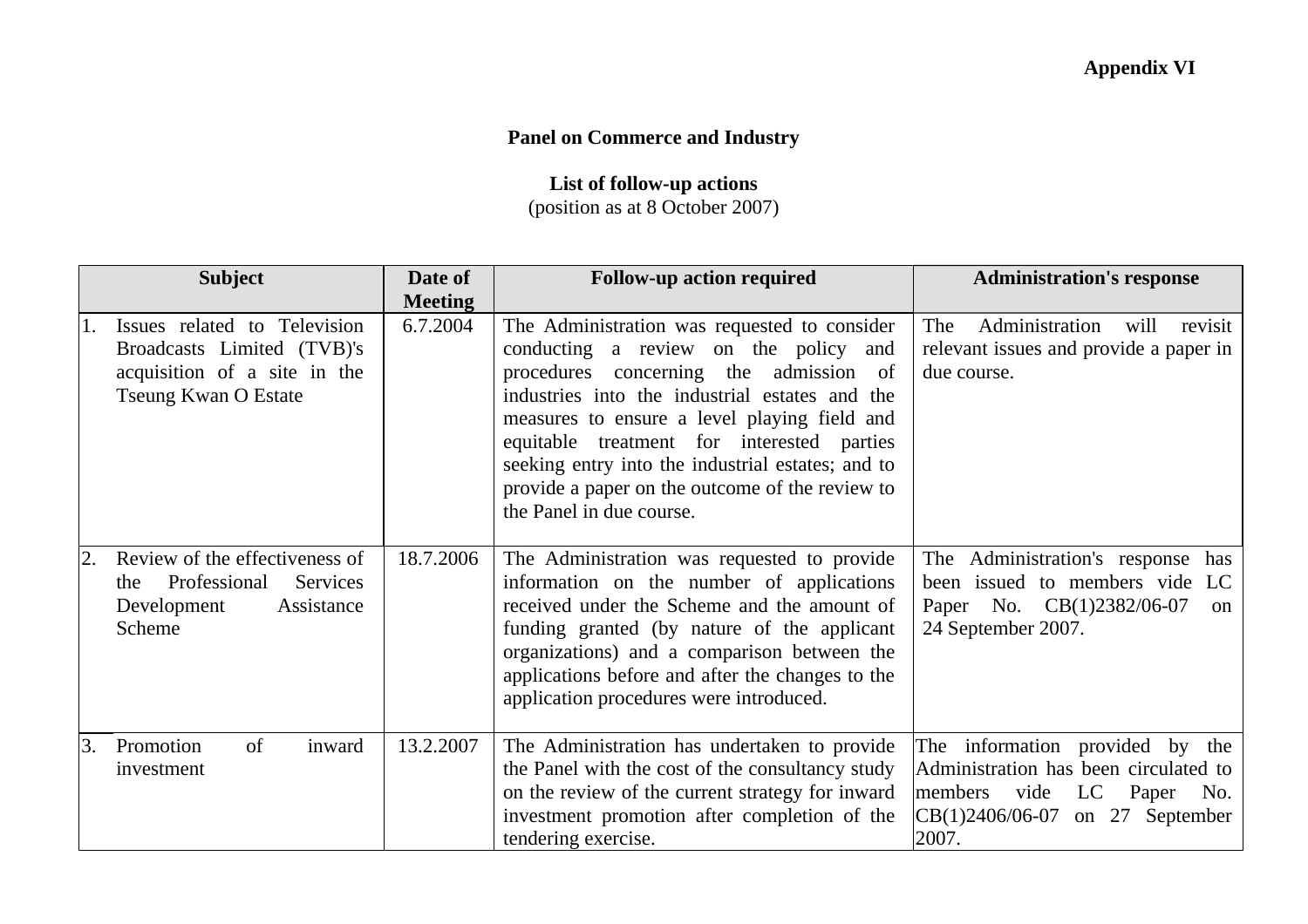**Appendix VI**

# Panel on Commerce and Industry

## List of follow-up actions

(position as at 8 October 2007)

| Subject | Date of Meeting | Follow-up action required | Administration's response |
|---|---|---|---|
| 1. Issues related to Television Broadcasts Limited (TVB)'s acquisition of a site in the Tseung Kwan O Estate | 6.7.2004 | The Administration was requested to consider conducting a review on the policy and procedures concerning the admission of industries into the industrial estates and the measures to ensure a level playing field and equitable treatment for interested parties seeking entry into the industrial estates; and to provide a paper on the outcome of the review to the Panel in due course. | The Administration will revisit relevant issues and provide a paper in due course. |
| 2. Review of the effectiveness of the Professional Services Development Assistance Scheme | 18.7.2006 | The Administration was requested to provide information on the number of applications received under the Scheme and the amount of funding granted (by nature of the applicant organizations) and a comparison between the applications before and after the changes to the application procedures were introduced. | The Administration's response has been issued to members vide LC Paper No. CB(1)2382/06-07 on 24 September 2007. |
| 3. Promotion of inward investment | 13.2.2007 | The Administration has undertaken to provide the Panel with the cost of the consultancy study on the review of the current strategy for inward investment promotion after completion of the tendering exercise. | The information provided by the Administration has been circulated to members vide LC Paper No. CB(1)2406/06-07 on 27 September 2007. |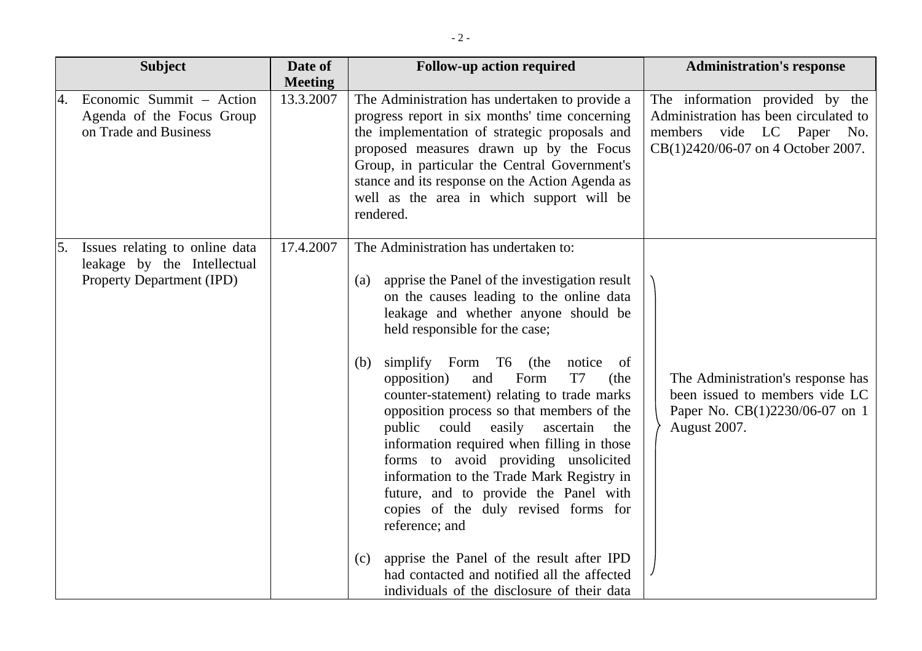| Subject | Date of Meeting | Follow-up action required | Administration's response |
| --- | --- | --- | --- |
| 4. Economic Summit – Action Agenda of the Focus Group on Trade and Business | 13.3.2007 | The Administration has undertaken to provide a progress report in six months' time concerning the implementation of strategic proposals and proposed measures drawn up by the Focus Group, in particular the Central Government's stance and its response on the Action Agenda as well as the area in which support will be rendered. | The information provided by the Administration has been circulated to members vide LC Paper No. CB(1)2420/06-07 on 4 October 2007. |
| 5. Issues relating to online data leakage by the Intellectual Property Department (IPD) | 17.4.2007 | The Administration has undertaken to:<br><br>(a) apprise the Panel of the investigation result on the causes leading to the online data leakage and whether anyone should be held responsible for the case;<br><br>(b) simplify Form T6 (the notice of opposition) and Form T7 (the counter-statement) relating to trade marks opposition process so that members of the public could easily ascertain the information required when filling in those forms to avoid providing unsolicited information to the Trade Mark Registry in future, and to provide the Panel with copies of the duly revised forms for reference; and<br><br>(c) apprise the Panel of the result after IPD had contacted and notified all the affected individuals of the disclosure of their data | The Administration's response has been issued to members vide LC Paper No. CB(1)2230/06-07 on 1 August 2007. |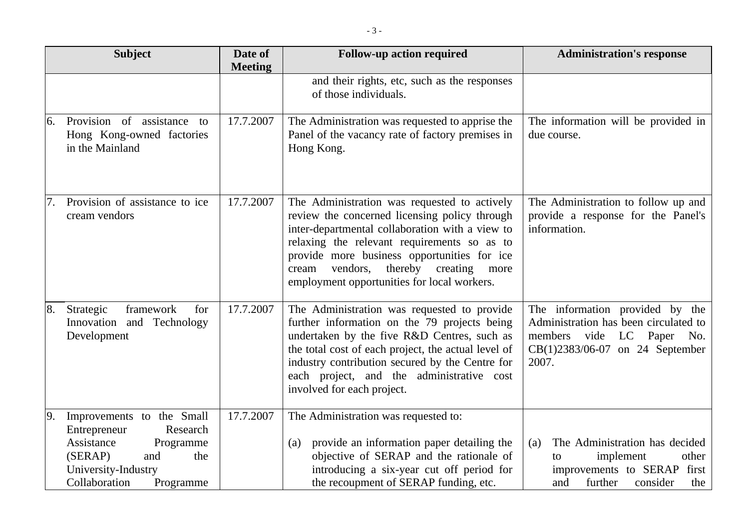| Subject | Date of Meeting | Follow-up action required | Administration's response |
|---|---|---|---|
| | | and their rights, etc, such as the responses of those individuals. | |
| 6. Provision of assistance to Hong Kong-owned factories in the Mainland | 17.7.2007 | The Administration was requested to apprise the Panel of the vacancy rate of factory premises in Hong Kong. | The information will be provided in due course. |
| 7. Provision of assistance to ice cream vendors | 17.7.2007 | The Administration was requested to actively review the concerned licensing policy through inter-departmental collaboration with a view to relaxing the relevant requirements so as to provide more business opportunities for ice cream vendors, thereby creating more employment opportunities for local workers. | The Administration to follow up and provide a response for the Panel's information. |
| 8. Strategic framework for Innovation and Technology Development | 17.7.2007 | The Administration was requested to provide further information on the 79 projects being undertaken by the five R&D Centres, such as the total cost of each project, the actual level of industry contribution secured by the Centre for each project, and the administrative cost involved for each project. | The information provided by the Administration has been circulated to members vide LC Paper No. CB(1)2383/06-07 on 24 September 2007. |
| 9. Improvements to the Small Entrepreneur Research Assistance Programme (SERAP) and the University-Industry Collaboration Programme | 17.7.2007 | The Administration was requested to:<br><br>(a) provide an information paper detailing the objective of SERAP and the rationale of introducing a six-year cut off period for the recoupment of SERAP funding, etc. | <br><br>(a) The Administration has decided to implement other improvements to SERAP first and further consider the |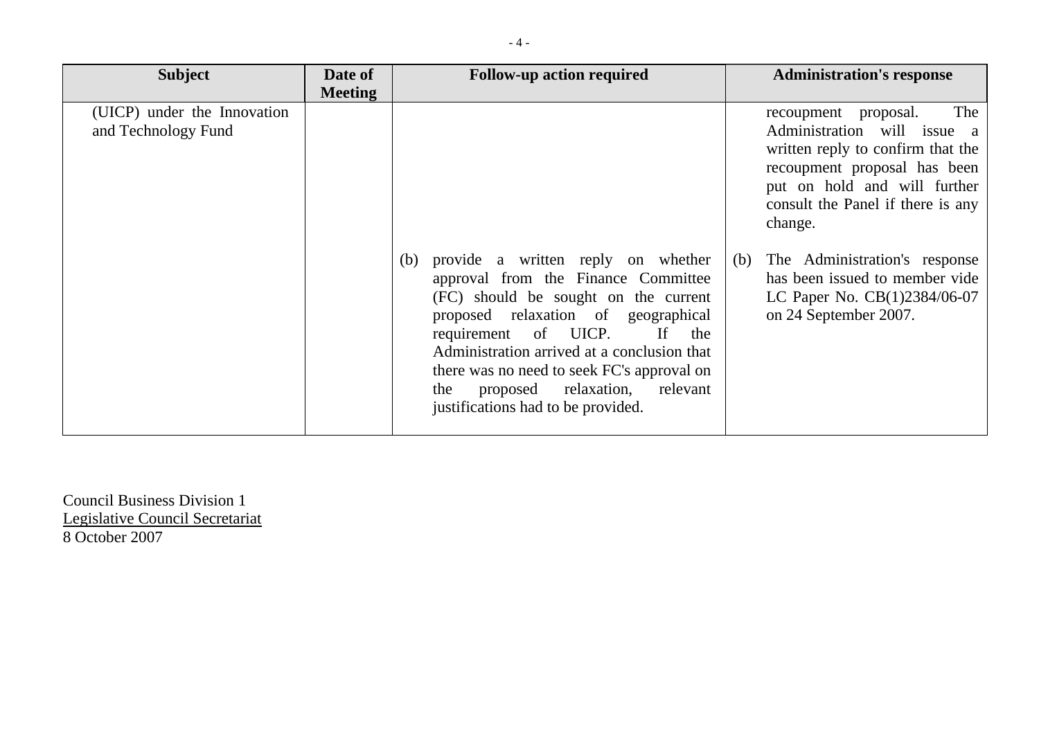| Subject | Date of Meeting | Follow-up action required | Administration's response |
|---|---|---|---|
| (UICP) under the Innovation and Technology Fund | | | recoupment proposal. The Administration will issue a written reply to confirm that the recoupment proposal has been put on hold and will further consult the Panel if there is any change. |
| | | (b) provide a written reply on whether approval from the Finance Committee (FC) should be sought on the current proposed relaxation of geographical requirement of UICP. If the Administration arrived at a conclusion that there was no need to seek FC's approval on the proposed relaxation, relevant justifications had to be provided. | (b) The Administration's response has been issued to member vide LC Paper No. CB(1)2384/06-07 on 24 September 2007. |

Council Business Division 1
Legislative Council Secretariat
8 October 2007